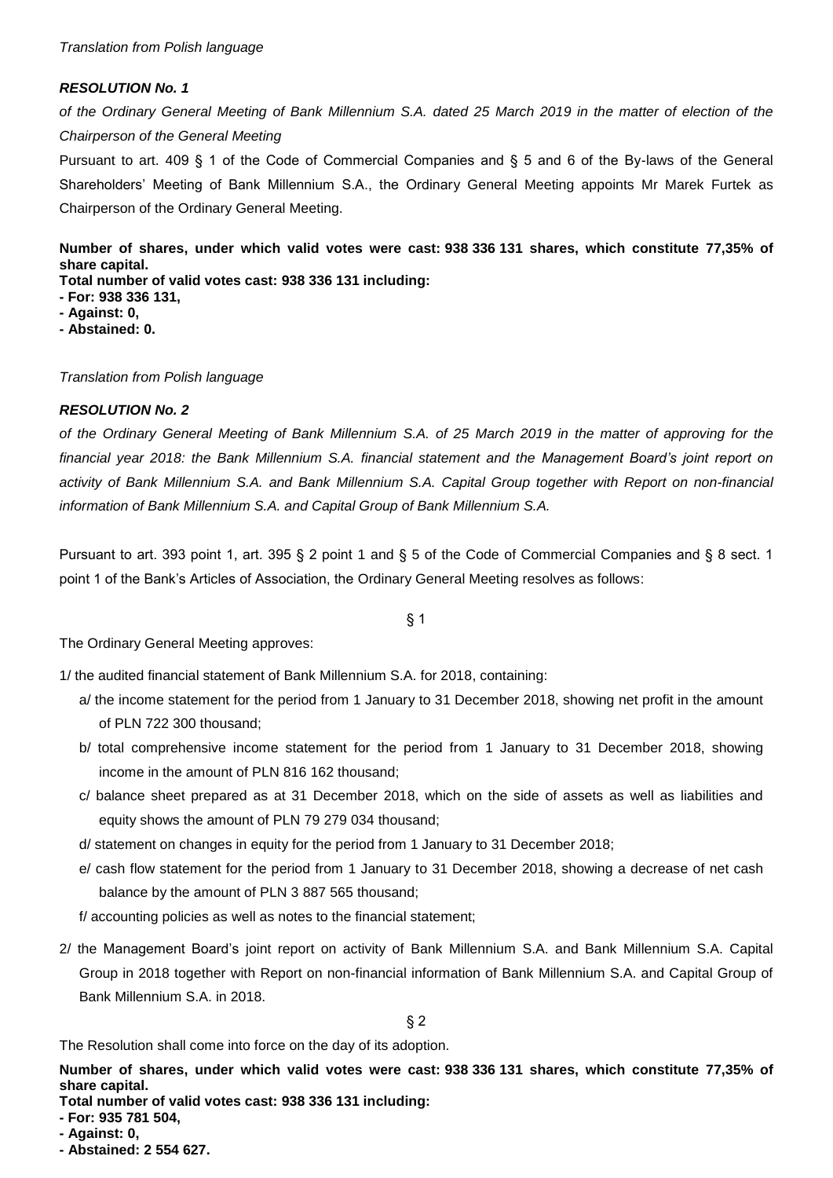*Translation from Polish language*

### ***RESOLUTION No. 1***

*of the Ordinary General Meeting of Bank Millennium S.A. dated 25 March 2019 in the matter of election of the Chairperson of the General Meeting*

Pursuant to art. 409 § 1 of the Code of Commercial Companies and § 5 and 6 of the By-laws of the General Shareholders' Meeting of Bank Millennium S.A., the Ordinary General Meeting appoints Mr Marek Furtek as Chairperson of the Ordinary General Meeting.

**Number of shares, under which valid votes were cast: 938 336 131 shares, which constitute 77,35% of share capital.**
**Total number of valid votes cast: 938 336 131 including:**
**- For: 938 336 131,**
**- Against: 0,**
**- Abstained: 0.**

*Translation from Polish language*

### ***RESOLUTION No. 2***

*of the Ordinary General Meeting of Bank Millennium S.A. of 25 March 2019 in the matter of approving for the financial year 2018: the Bank Millennium S.A. financial statement and the Management Board's joint report on activity of Bank Millennium S.A. and Bank Millennium S.A. Capital Group together with Report on non-financial information of Bank Millennium S.A. and Capital Group of Bank Millennium S.A.*

Pursuant to art. 393 point 1, art. 395 § 2 point 1 and § 5 of the Code of Commercial Companies and § 8 sect. 1 point 1 of the Bank's Articles of Association, the Ordinary General Meeting resolves as follows:

§ 1

The Ordinary General Meeting approves:

1/ the audited financial statement of Bank Millennium S.A. for 2018, containing:

- a/ the income statement for the period from 1 January to 31 December 2018, showing net profit in the amount of PLN 722 300 thousand;
- b/ total comprehensive income statement for the period from 1 January to 31 December 2018, showing income in the amount of PLN 816 162 thousand;
- c/ balance sheet prepared as at 31 December 2018, which on the side of assets as well as liabilities and equity shows the amount of PLN 79 279 034 thousand;
- d/ statement on changes in equity for the period from 1 January to 31 December 2018;
- e/ cash flow statement for the period from 1 January to 31 December 2018, showing a decrease of net cash balance by the amount of PLN 3 887 565 thousand;
- f/ accounting policies as well as notes to the financial statement;

2/ the Management Board's joint report on activity of Bank Millennium S.A. and Bank Millennium S.A. Capital Group in 2018 together with Report on non-financial information of Bank Millennium S.A. and Capital Group of Bank Millennium S.A. in 2018.

§ 2

The Resolution shall come into force on the day of its adoption.

**Number of shares, under which valid votes were cast: 938 336 131 shares, which constitute 77,35% of share capital.**
**Total number of valid votes cast: 938 336 131 including:**
**- For: 935 781 504,**
**- Against: 0,**
**- Abstained: 2 554 627.**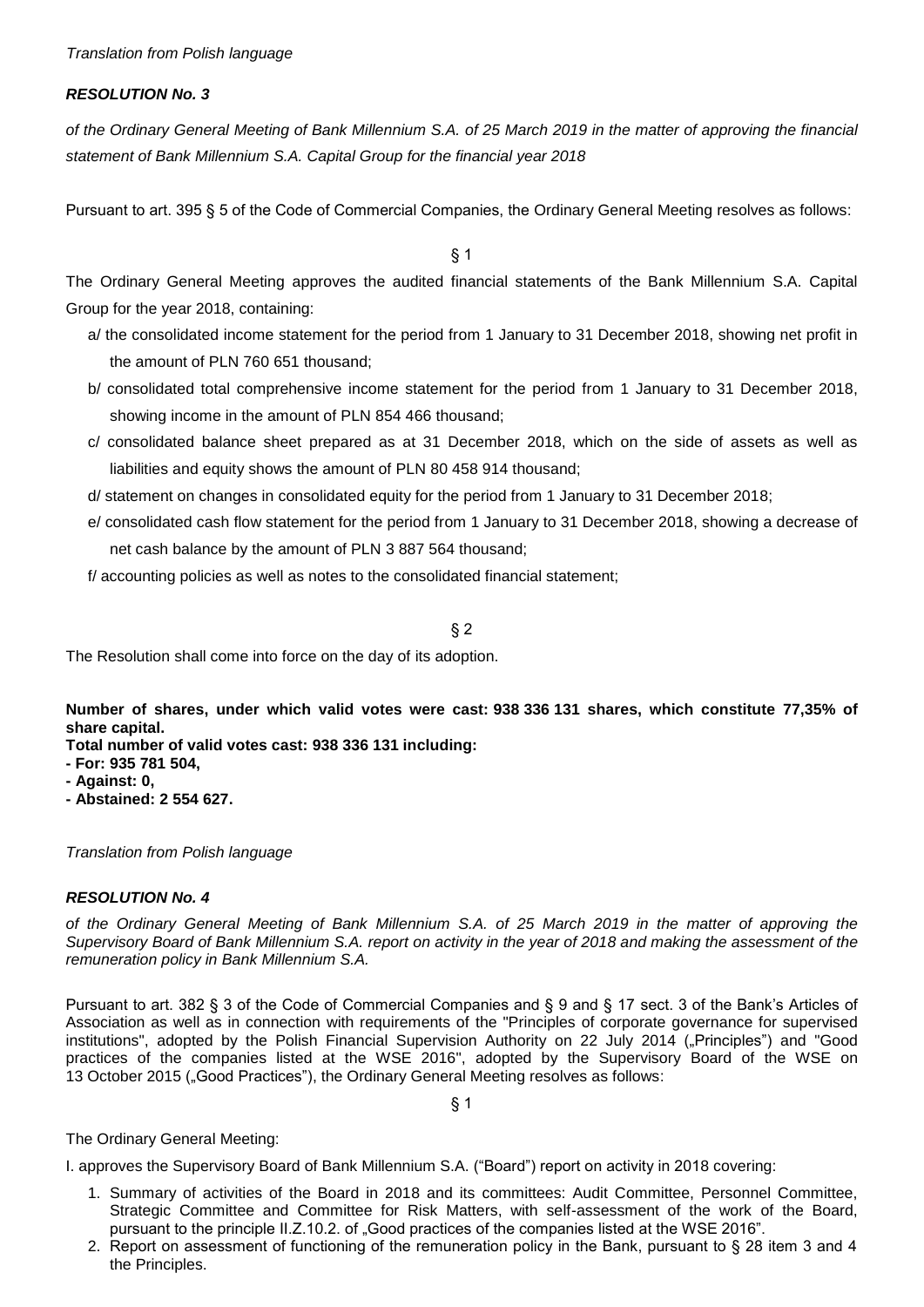*Translation from Polish language*

***RESOLUTION No. 3***

*of the Ordinary General Meeting of Bank Millennium S.A. of 25 March 2019 in the matter of approving the financial statement of Bank Millennium S.A. Capital Group for the financial year 2018*

Pursuant to art. 395 § 5 of the Code of Commercial Companies, the Ordinary General Meeting resolves as follows:

§ 1

The Ordinary General Meeting approves the audited financial statements of the Bank Millennium S.A. Capital Group for the year 2018, containing:

a/ the consolidated income statement for the period from 1 January to 31 December 2018, showing net profit in the amount of PLN 760 651 thousand;

b/ consolidated total comprehensive income statement for the period from 1 January to 31 December 2018, showing income in the amount of PLN 854 466 thousand;

c/ consolidated balance sheet prepared as at 31 December 2018, which on the side of assets as well as liabilities and equity shows the amount of PLN 80 458 914 thousand;

d/ statement on changes in consolidated equity for the period from 1 January to 31 December 2018;

e/ consolidated cash flow statement for the period from 1 January to 31 December 2018, showing a decrease of net cash balance by the amount of PLN 3 887 564 thousand;

f/ accounting policies as well as notes to the consolidated financial statement;

§ 2

The Resolution shall come into force on the day of its adoption.

**Number of shares, under which valid votes were cast: 938 336 131 shares, which constitute 77,35% of share capital.**
**Total number of valid votes cast: 938 336 131 including:**
**- For: 935 781 504,**
**- Against: 0,**
**- Abstained: 2 554 627.**

*Translation from Polish language*

***RESOLUTION No. 4***

*of the Ordinary General Meeting of Bank Millennium S.A. of 25 March 2019 in the matter of approving the Supervisory Board of Bank Millennium S.A. report on activity in the year of 2018 and making the assessment of the remuneration policy in Bank Millennium S.A.*

Pursuant to art. 382 § 3 of the Code of Commercial Companies and § 9 and § 17 sect. 3 of the Bank's Articles of Association as well as in connection with requirements of the "Principles of corporate governance for supervised institutions", adopted by the Polish Financial Supervision Authority on 22 July 2014 („Principles") and "Good practices of the companies listed at the WSE 2016", adopted by the Supervisory Board of the WSE on 13 October 2015 („Good Practices"), the Ordinary General Meeting resolves as follows:

§ 1

The Ordinary General Meeting:

I. approves the Supervisory Board of Bank Millennium S.A. ("Board") report on activity in 2018 covering:

1. Summary of activities of the Board in 2018 and its committees: Audit Committee, Personnel Committee, Strategic Committee and Committee for Risk Matters, with self-assessment of the work of the Board, pursuant to the principle II.Z.10.2. of „Good practices of the companies listed at the WSE 2016".
2. Report on assessment of functioning of the remuneration policy in the Bank, pursuant to § 28 item 3 and 4 the Principles.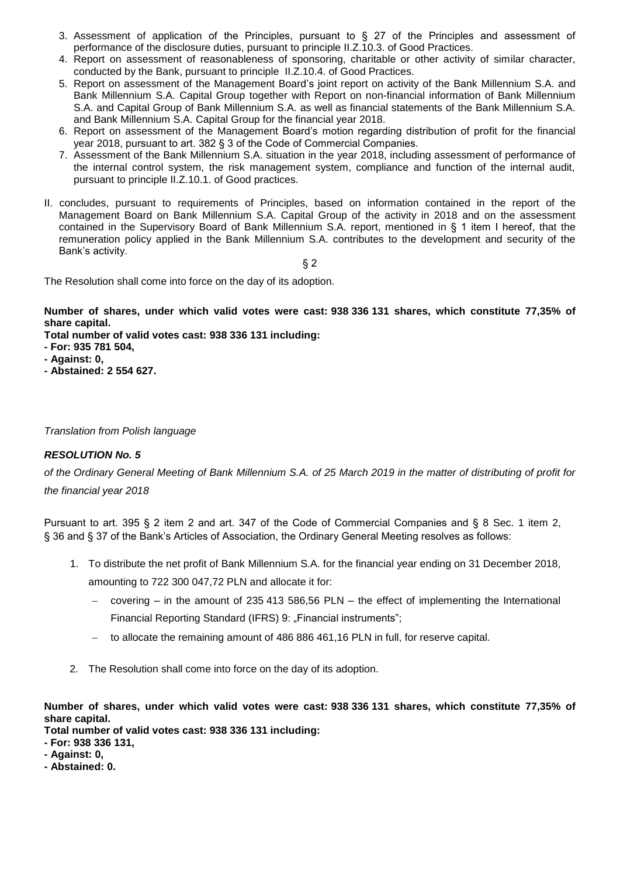3. Assessment of application of the Principles, pursuant to § 27 of the Principles and assessment of performance of the disclosure duties, pursuant to principle II.Z.10.3. of Good Practices.
4. Report on assessment of reasonableness of sponsoring, charitable or other activity of similar character, conducted by the Bank, pursuant to principle II.Z.10.4. of Good Practices.
5. Report on assessment of the Management Board's joint report on activity of the Bank Millennium S.A. and Bank Millennium S.A. Capital Group together with Report on non-financial information of Bank Millennium S.A. and Capital Group of Bank Millennium S.A. as well as financial statements of the Bank Millennium S.A. and Bank Millennium S.A. Capital Group for the financial year 2018.
6. Report on assessment of the Management Board's motion regarding distribution of profit for the financial year 2018, pursuant to art. 382 § 3 of the Code of Commercial Companies.
7. Assessment of the Bank Millennium S.A. situation in the year 2018, including assessment of performance of the internal control system, the risk management system, compliance and function of the internal audit, pursuant to principle II.Z.10.1. of Good practices.

II. concludes, pursuant to requirements of Principles, based on information contained in the report of the Management Board on Bank Millennium S.A. Capital Group of the activity in 2018 and on the assessment contained in the Supervisory Board of Bank Millennium S.A. report, mentioned in § 1 item I hereof, that the remuneration policy applied in the Bank Millennium S.A. contributes to the development and security of the Bank's activity.

§ 2

The Resolution shall come into force on the day of its adoption.

**Number of shares, under which valid votes were cast: 938 336 131 shares, which constitute 77,35% of share capital.**
**Total number of valid votes cast: 938 336 131 including:**
**- For: 935 781 504,**
**- Against: 0,**
**- Abstained: 2 554 627.**

*Translation from Polish language*

***RESOLUTION No. 5***

*of the Ordinary General Meeting of Bank Millennium S.A. of 25 March 2019 in the matter of distributing of profit for the financial year 2018*

Pursuant to art. 395 § 2 item 2 and art. 347 of the Code of Commercial Companies and § 8 Sec. 1 item 2, § 36 and § 37 of the Bank's Articles of Association, the Ordinary General Meeting resolves as follows:

1. To distribute the net profit of Bank Millennium S.A. for the financial year ending on 31 December 2018, amounting to 722 300 047,72 PLN and allocate it for:
   - covering – in the amount of 235 413 586,56 PLN – the effect of implementing the International Financial Reporting Standard (IFRS) 9: „Financial instruments";
   - to allocate the remaining amount of 486 886 461,16 PLN in full, for reserve capital.
2. The Resolution shall come into force on the day of its adoption.

**Number of shares, under which valid votes were cast: 938 336 131 shares, which constitute 77,35% of share capital.**
**Total number of valid votes cast: 938 336 131 including:**
**- For: 938 336 131,**
**- Against: 0,**
**- Abstained: 0.**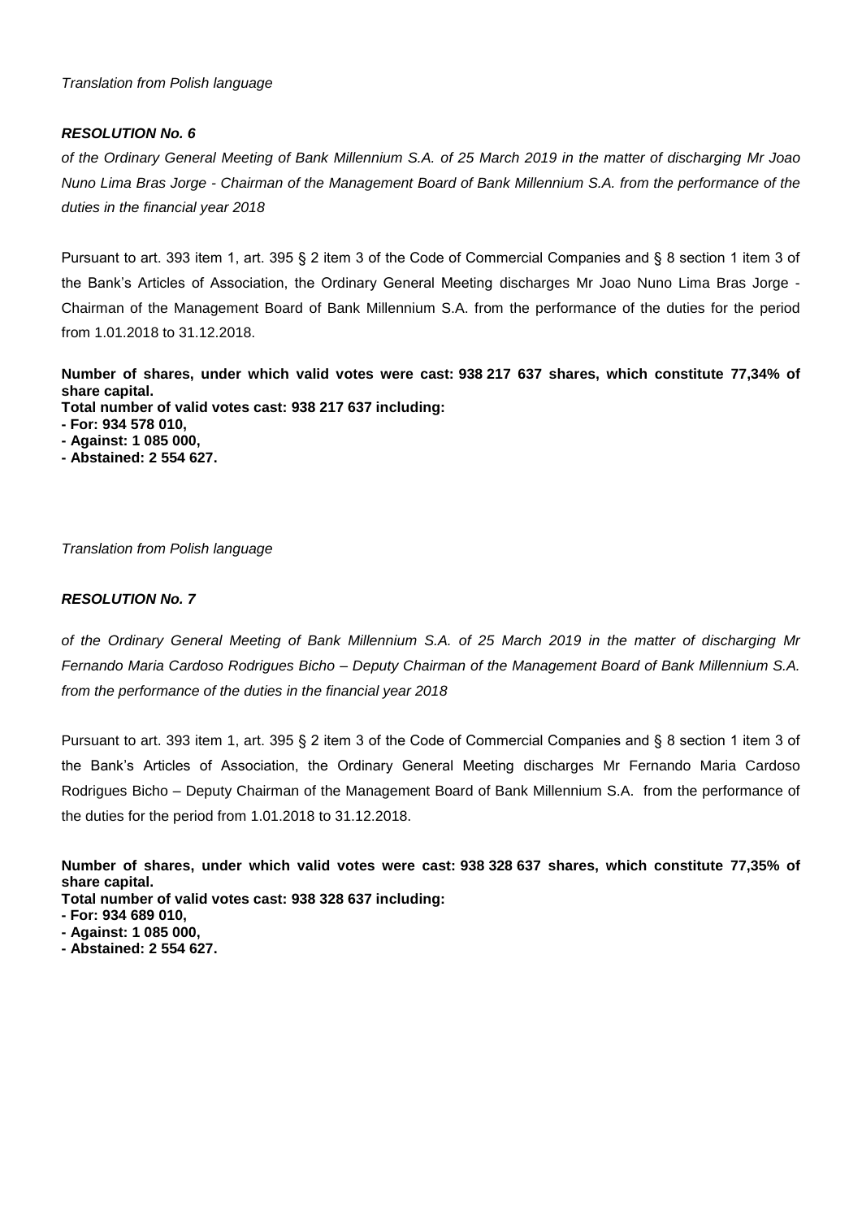*Translation from Polish language*

***RESOLUTION No. 6***

*of the Ordinary General Meeting of Bank Millennium S.A. of 25 March 2019 in the matter of discharging Mr Joao Nuno Lima Bras Jorge - Chairman of the Management Board of Bank Millennium S.A. from the performance of the duties in the financial year 2018*

Pursuant to art. 393 item 1, art. 395 § 2 item 3 of the Code of Commercial Companies and § 8 section 1 item 3 of the Bank's Articles of Association, the Ordinary General Meeting discharges Mr Joao Nuno Lima Bras Jorge - Chairman of the Management Board of Bank Millennium S.A. from the performance of the duties for the period from 1.01.2018 to 31.12.2018.

**Number of shares, under which valid votes were cast: 938 217 637 shares, which constitute 77,34% of share capital.**
**Total number of valid votes cast: 938 217 637 including:**
**- For: 934 578 010,**
**- Against: 1 085 000,**
**- Abstained: 2 554 627.**

*Translation from Polish language*

***RESOLUTION No. 7***

*of the Ordinary General Meeting of Bank Millennium S.A. of 25 March 2019 in the matter of discharging Mr Fernando Maria Cardoso Rodrigues Bicho – Deputy Chairman of the Management Board of Bank Millennium S.A. from the performance of the duties in the financial year 2018*

Pursuant to art. 393 item 1, art. 395 § 2 item 3 of the Code of Commercial Companies and § 8 section 1 item 3 of the Bank's Articles of Association, the Ordinary General Meeting discharges Mr Fernando Maria Cardoso Rodrigues Bicho – Deputy Chairman of the Management Board of Bank Millennium S.A. from the performance of the duties for the period from 1.01.2018 to 31.12.2018.

**Number of shares, under which valid votes were cast: 938 328 637 shares, which constitute 77,35% of share capital.**
**Total number of valid votes cast: 938 328 637 including:**
**- For: 934 689 010,**
**- Against: 1 085 000,**
**- Abstained: 2 554 627.**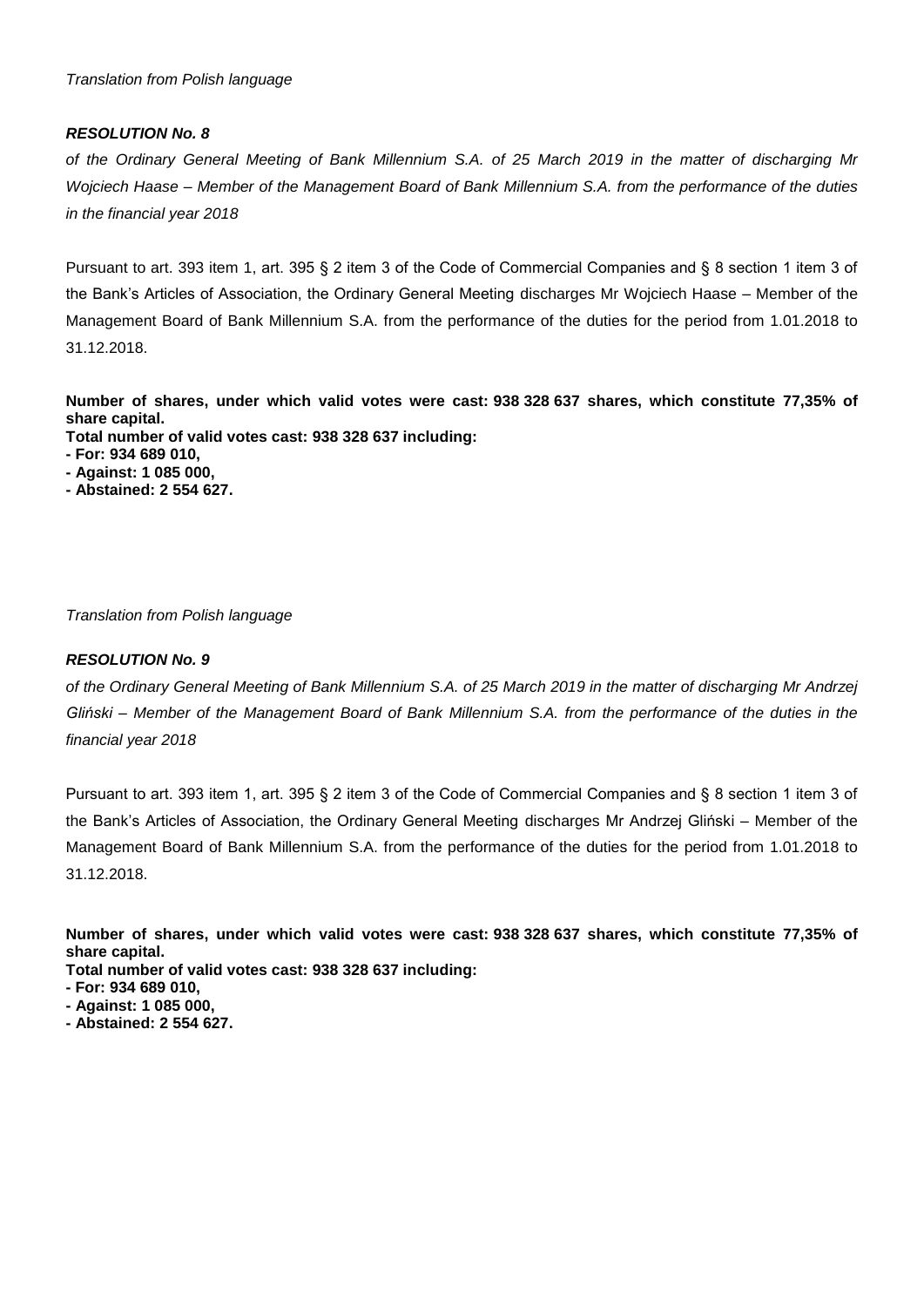*Translation from Polish language*

***RESOLUTION No. 8***

*of the Ordinary General Meeting of Bank Millennium S.A. of 25 March 2019 in the matter of discharging Mr Wojciech Haase – Member of the Management Board of Bank Millennium S.A. from the performance of the duties in the financial year 2018*

Pursuant to art. 393 item 1, art. 395 § 2 item 3 of the Code of Commercial Companies and § 8 section 1 item 3 of the Bank's Articles of Association, the Ordinary General Meeting discharges Mr Wojciech Haase – Member of the Management Board of Bank Millennium S.A. from the performance of the duties for the period from 1.01.2018 to 31.12.2018.

**Number of shares, under which valid votes were cast: 938 328 637 shares, which constitute 77,35% of share capital.**
**Total number of valid votes cast: 938 328 637 including:**
**- For: 934 689 010,**
**- Against: 1 085 000,**
**- Abstained: 2 554 627.**

*Translation from Polish language*

***RESOLUTION No. 9***

*of the Ordinary General Meeting of Bank Millennium S.A. of 25 March 2019 in the matter of discharging Mr Andrzej Gliński – Member of the Management Board of Bank Millennium S.A. from the performance of the duties in the financial year 2018*

Pursuant to art. 393 item 1, art. 395 § 2 item 3 of the Code of Commercial Companies and § 8 section 1 item 3 of the Bank's Articles of Association, the Ordinary General Meeting discharges Mr Andrzej Gliński – Member of the Management Board of Bank Millennium S.A. from the performance of the duties for the period from 1.01.2018 to 31.12.2018.

**Number of shares, under which valid votes were cast: 938 328 637 shares, which constitute 77,35% of share capital.**
**Total number of valid votes cast: 938 328 637 including:**
**- For: 934 689 010,**
**- Against: 1 085 000,**
**- Abstained: 2 554 627.**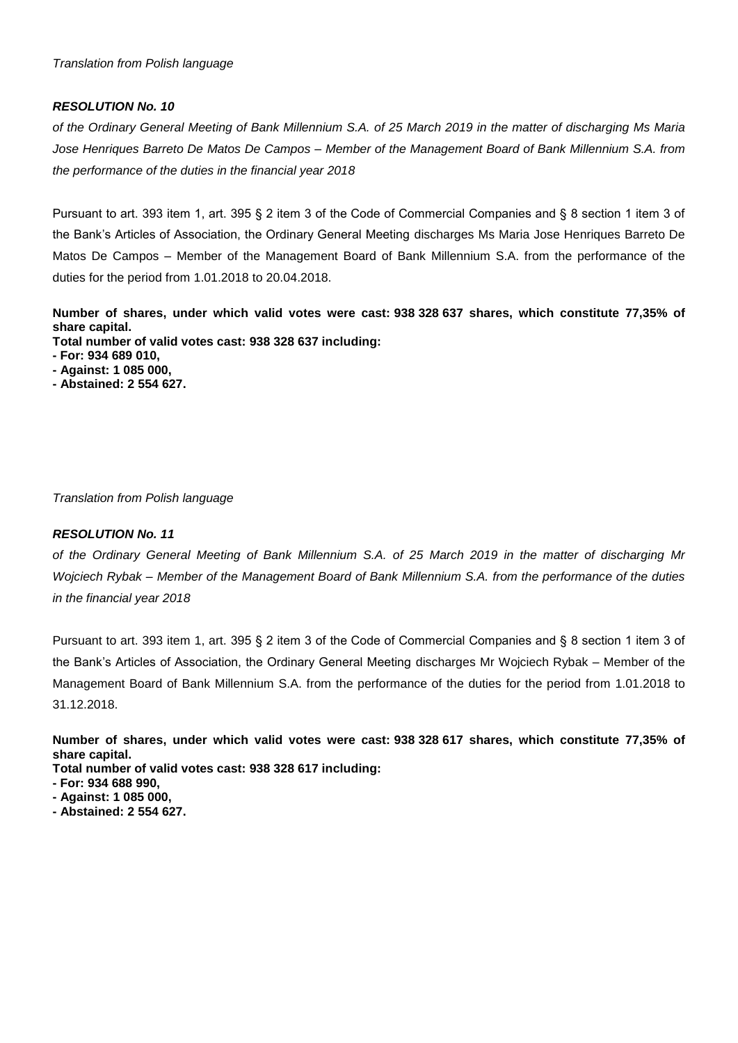*Translation from Polish language*

***RESOLUTION No. 10***

*of the Ordinary General Meeting of Bank Millennium S.A. of 25 March 2019 in the matter of discharging Ms Maria Jose Henriques Barreto De Matos De Campos – Member of the Management Board of Bank Millennium S.A. from the performance of the duties in the financial year 2018*

Pursuant to art. 393 item 1, art. 395 § 2 item 3 of the Code of Commercial Companies and § 8 section 1 item 3 of the Bank's Articles of Association, the Ordinary General Meeting discharges Ms Maria Jose Henriques Barreto De Matos De Campos – Member of the Management Board of Bank Millennium S.A. from the performance of the duties for the period from 1.01.2018 to 20.04.2018.

**Number of shares, under which valid votes were cast: 938 328 637 shares, which constitute 77,35% of share capital.**
**Total number of valid votes cast: 938 328 637 including:**
**- For: 934 689 010,**
**- Against: 1 085 000,**
**- Abstained: 2 554 627.**

*Translation from Polish language*

***RESOLUTION No. 11***

*of the Ordinary General Meeting of Bank Millennium S.A. of 25 March 2019 in the matter of discharging Mr Wojciech Rybak – Member of the Management Board of Bank Millennium S.A. from the performance of the duties in the financial year 2018*

Pursuant to art. 393 item 1, art. 395 § 2 item 3 of the Code of Commercial Companies and § 8 section 1 item 3 of the Bank's Articles of Association, the Ordinary General Meeting discharges Mr Wojciech Rybak – Member of the Management Board of Bank Millennium S.A. from the performance of the duties for the period from 1.01.2018 to 31.12.2018.

**Number of shares, under which valid votes were cast: 938 328 617 shares, which constitute 77,35% of share capital.**
**Total number of valid votes cast: 938 328 617 including:**
**- For: 934 688 990,**
**- Against: 1 085 000,**
**- Abstained: 2 554 627.**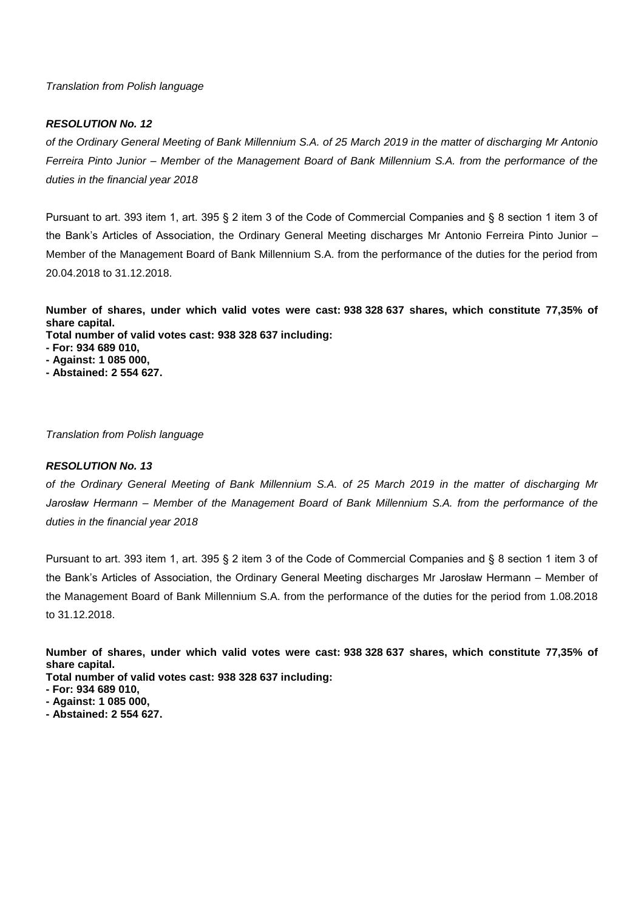*Translation from Polish language*

***RESOLUTION No. 12***

*of the Ordinary General Meeting of Bank Millennium S.A. of 25 March 2019 in the matter of discharging Mr Antonio Ferreira Pinto Junior – Member of the Management Board of Bank Millennium S.A. from the performance of the duties in the financial year 2018*

Pursuant to art. 393 item 1, art. 395 § 2 item 3 of the Code of Commercial Companies and § 8 section 1 item 3 of the Bank's Articles of Association, the Ordinary General Meeting discharges Mr Antonio Ferreira Pinto Junior – Member of the Management Board of Bank Millennium S.A. from the performance of the duties for the period from 20.04.2018 to 31.12.2018.

**Number of shares, under which valid votes were cast: 938 328 637 shares, which constitute 77,35% of share capital.**
**Total number of valid votes cast: 938 328 637 including:**
**- For: 934 689 010,**
**- Against: 1 085 000,**
**- Abstained: 2 554 627.**

*Translation from Polish language*

***RESOLUTION No. 13***

*of the Ordinary General Meeting of Bank Millennium S.A. of 25 March 2019 in the matter of discharging Mr Jarosław Hermann – Member of the Management Board of Bank Millennium S.A. from the performance of the duties in the financial year 2018*

Pursuant to art. 393 item 1, art. 395 § 2 item 3 of the Code of Commercial Companies and § 8 section 1 item 3 of the Bank's Articles of Association, the Ordinary General Meeting discharges Mr Jarosław Hermann – Member of the Management Board of Bank Millennium S.A. from the performance of the duties for the period from 1.08.2018 to 31.12.2018.

**Number of shares, under which valid votes were cast: 938 328 637 shares, which constitute 77,35% of share capital.**
**Total number of valid votes cast: 938 328 637 including:**
**- For: 934 689 010,**
**- Against: 1 085 000,**
**- Abstained: 2 554 627.**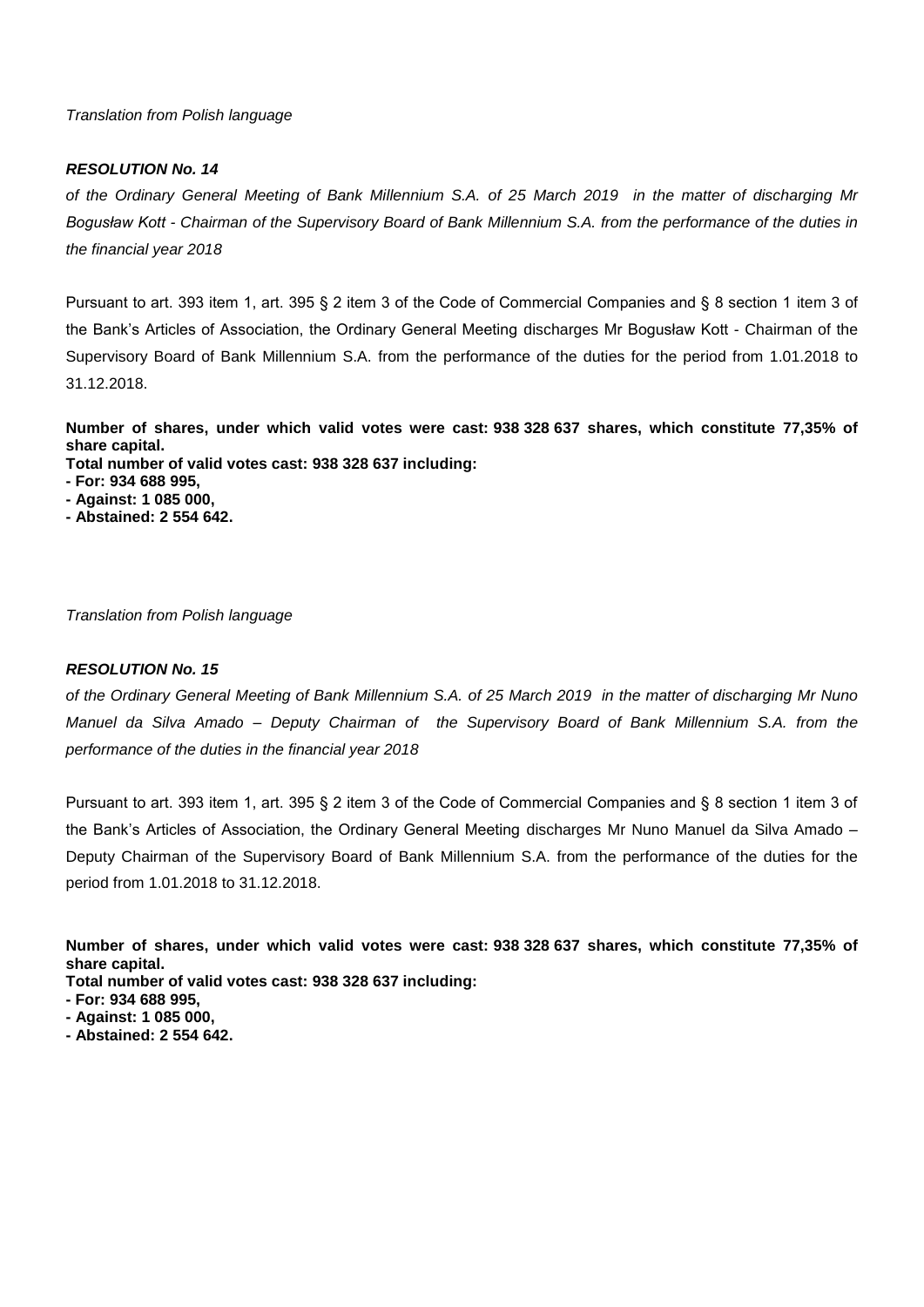*Translation from Polish language*

***RESOLUTION No. 14***

*of the Ordinary General Meeting of Bank Millennium S.A. of 25 March 2019 in the matter of discharging Mr Bogusław Kott - Chairman of the Supervisory Board of Bank Millennium S.A. from the performance of the duties in the financial year 2018*

Pursuant to art. 393 item 1, art. 395 § 2 item 3 of the Code of Commercial Companies and § 8 section 1 item 3 of the Bank's Articles of Association, the Ordinary General Meeting discharges Mr Bogusław Kott - Chairman of the Supervisory Board of Bank Millennium S.A. from the performance of the duties for the period from 1.01.2018 to 31.12.2018.

**Number of shares, under which valid votes were cast: 938 328 637 shares, which constitute 77,35% of share capital.**
**Total number of valid votes cast: 938 328 637 including:**
**- For: 934 688 995,**
**- Against: 1 085 000,**
**- Abstained: 2 554 642.**

*Translation from Polish language*

***RESOLUTION No. 15***

*of the Ordinary General Meeting of Bank Millennium S.A. of 25 March 2019 in the matter of discharging Mr Nuno Manuel da Silva Amado – Deputy Chairman of the Supervisory Board of Bank Millennium S.A. from the performance of the duties in the financial year 2018*

Pursuant to art. 393 item 1, art. 395 § 2 item 3 of the Code of Commercial Companies and § 8 section 1 item 3 of the Bank's Articles of Association, the Ordinary General Meeting discharges Mr Nuno Manuel da Silva Amado – Deputy Chairman of the Supervisory Board of Bank Millennium S.A. from the performance of the duties for the period from 1.01.2018 to 31.12.2018.

**Number of shares, under which valid votes were cast: 938 328 637 shares, which constitute 77,35% of share capital.**
**Total number of valid votes cast: 938 328 637 including:**
**- For: 934 688 995,**
**- Against: 1 085 000,**
**- Abstained: 2 554 642.**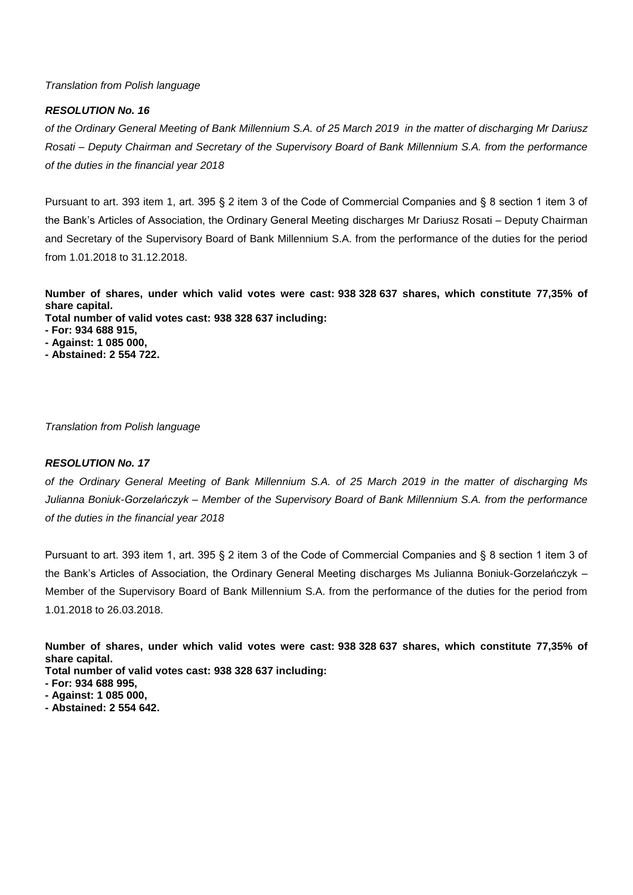*Translation from Polish language*

***RESOLUTION No. 16***

*of the Ordinary General Meeting of Bank Millennium S.A. of 25 March 2019 in the matter of discharging Mr Dariusz Rosati – Deputy Chairman and Secretary of the Supervisory Board of Bank Millennium S.A. from the performance of the duties in the financial year 2018*

Pursuant to art. 393 item 1, art. 395 § 2 item 3 of the Code of Commercial Companies and § 8 section 1 item 3 of the Bank's Articles of Association, the Ordinary General Meeting discharges Mr Dariusz Rosati – Deputy Chairman and Secretary of the Supervisory Board of Bank Millennium S.A. from the performance of the duties for the period from 1.01.2018 to 31.12.2018.

**Number of shares, under which valid votes were cast: 938 328 637 shares, which constitute 77,35% of share capital.**
**Total number of valid votes cast: 938 328 637 including:**
**- For: 934 688 915,**
**- Against: 1 085 000,**
**- Abstained: 2 554 722.**

*Translation from Polish language*

***RESOLUTION No. 17***

*of the Ordinary General Meeting of Bank Millennium S.A. of 25 March 2019 in the matter of discharging Ms Julianna Boniuk-Gorzelańczyk – Member of the Supervisory Board of Bank Millennium S.A. from the performance of the duties in the financial year 2018*

Pursuant to art. 393 item 1, art. 395 § 2 item 3 of the Code of Commercial Companies and § 8 section 1 item 3 of the Bank's Articles of Association, the Ordinary General Meeting discharges Ms Julianna Boniuk-Gorzelańczyk – Member of the Supervisory Board of Bank Millennium S.A. from the performance of the duties for the period from 1.01.2018 to 26.03.2018.

**Number of shares, under which valid votes were cast: 938 328 637 shares, which constitute 77,35% of share capital.**
**Total number of valid votes cast: 938 328 637 including:**
**- For: 934 688 995,**
**- Against: 1 085 000,**
**- Abstained: 2 554 642.**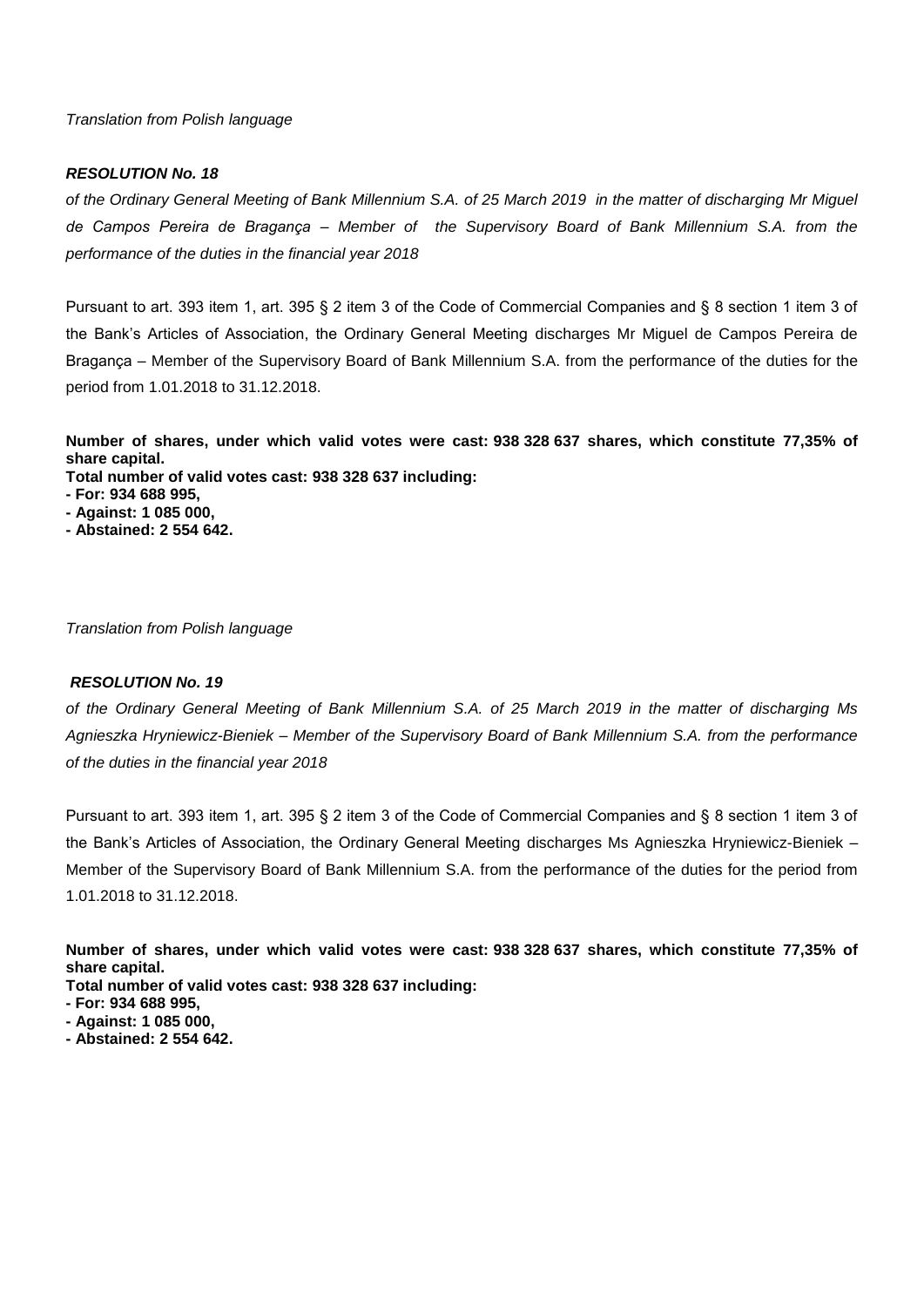*Translation from Polish language*

***RESOLUTION No. 18***

*of the Ordinary General Meeting of Bank Millennium S.A. of 25 March 2019 in the matter of discharging Mr Miguel de Campos Pereira de Bragança – Member of the Supervisory Board of Bank Millennium S.A. from the performance of the duties in the financial year 2018*

Pursuant to art. 393 item 1, art. 395 § 2 item 3 of the Code of Commercial Companies and § 8 section 1 item 3 of the Bank's Articles of Association, the Ordinary General Meeting discharges Mr Miguel de Campos Pereira de Bragança – Member of the Supervisory Board of Bank Millennium S.A. from the performance of the duties for the period from 1.01.2018 to 31.12.2018.

**Number of shares, under which valid votes were cast: 938 328 637 shares, which constitute 77,35% of share capital.**
**Total number of valid votes cast: 938 328 637 including:**
**- For: 934 688 995,**
**- Against: 1 085 000,**
**- Abstained: 2 554 642.**

*Translation from Polish language*

***RESOLUTION No. 19***

*of the Ordinary General Meeting of Bank Millennium S.A. of 25 March 2019 in the matter of discharging Ms Agnieszka Hryniewicz-Bieniek – Member of the Supervisory Board of Bank Millennium S.A. from the performance of the duties in the financial year 2018*

Pursuant to art. 393 item 1, art. 395 § 2 item 3 of the Code of Commercial Companies and § 8 section 1 item 3 of the Bank's Articles of Association, the Ordinary General Meeting discharges Ms Agnieszka Hryniewicz-Bieniek – Member of the Supervisory Board of Bank Millennium S.A. from the performance of the duties for the period from 1.01.2018 to 31.12.2018.

**Number of shares, under which valid votes were cast: 938 328 637 shares, which constitute 77,35% of share capital.**
**Total number of valid votes cast: 938 328 637 including:**
**- For: 934 688 995,**
**- Against: 1 085 000,**
**- Abstained: 2 554 642.**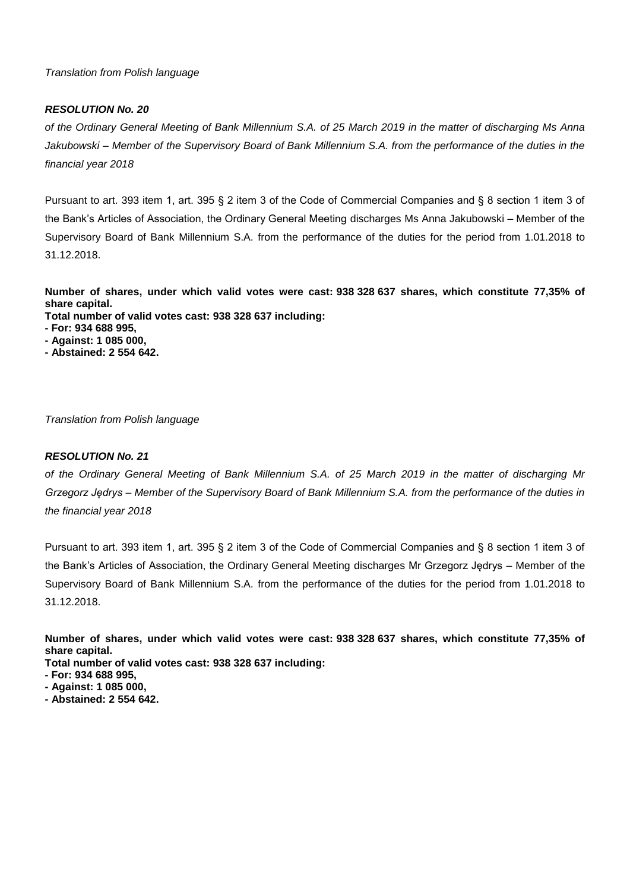*Translation from Polish language*

***RESOLUTION No. 20***

*of the Ordinary General Meeting of Bank Millennium S.A. of 25 March 2019 in the matter of discharging Ms Anna Jakubowski – Member of the Supervisory Board of Bank Millennium S.A. from the performance of the duties in the financial year 2018*

Pursuant to art. 393 item 1, art. 395 § 2 item 3 of the Code of Commercial Companies and § 8 section 1 item 3 of the Bank's Articles of Association, the Ordinary General Meeting discharges Ms Anna Jakubowski – Member of the Supervisory Board of Bank Millennium S.A. from the performance of the duties for the period from 1.01.2018 to 31.12.2018.

**Number of shares, under which valid votes were cast: 938 328 637 shares, which constitute 77,35% of share capital.**
**Total number of valid votes cast: 938 328 637 including:**
**- For: 934 688 995,**
**- Against: 1 085 000,**
**- Abstained: 2 554 642.**

*Translation from Polish language*

***RESOLUTION No. 21***

*of the Ordinary General Meeting of Bank Millennium S.A. of 25 March 2019 in the matter of discharging Mr Grzegorz Jędrys – Member of the Supervisory Board of Bank Millennium S.A. from the performance of the duties in the financial year 2018*

Pursuant to art. 393 item 1, art. 395 § 2 item 3 of the Code of Commercial Companies and § 8 section 1 item 3 of the Bank's Articles of Association, the Ordinary General Meeting discharges Mr Grzegorz Jędrys – Member of the Supervisory Board of Bank Millennium S.A. from the performance of the duties for the period from 1.01.2018 to 31.12.2018.

**Number of shares, under which valid votes were cast: 938 328 637 shares, which constitute 77,35% of share capital.**
**Total number of valid votes cast: 938 328 637 including:**
**- For: 934 688 995,**
**- Against: 1 085 000,**
**- Abstained: 2 554 642.**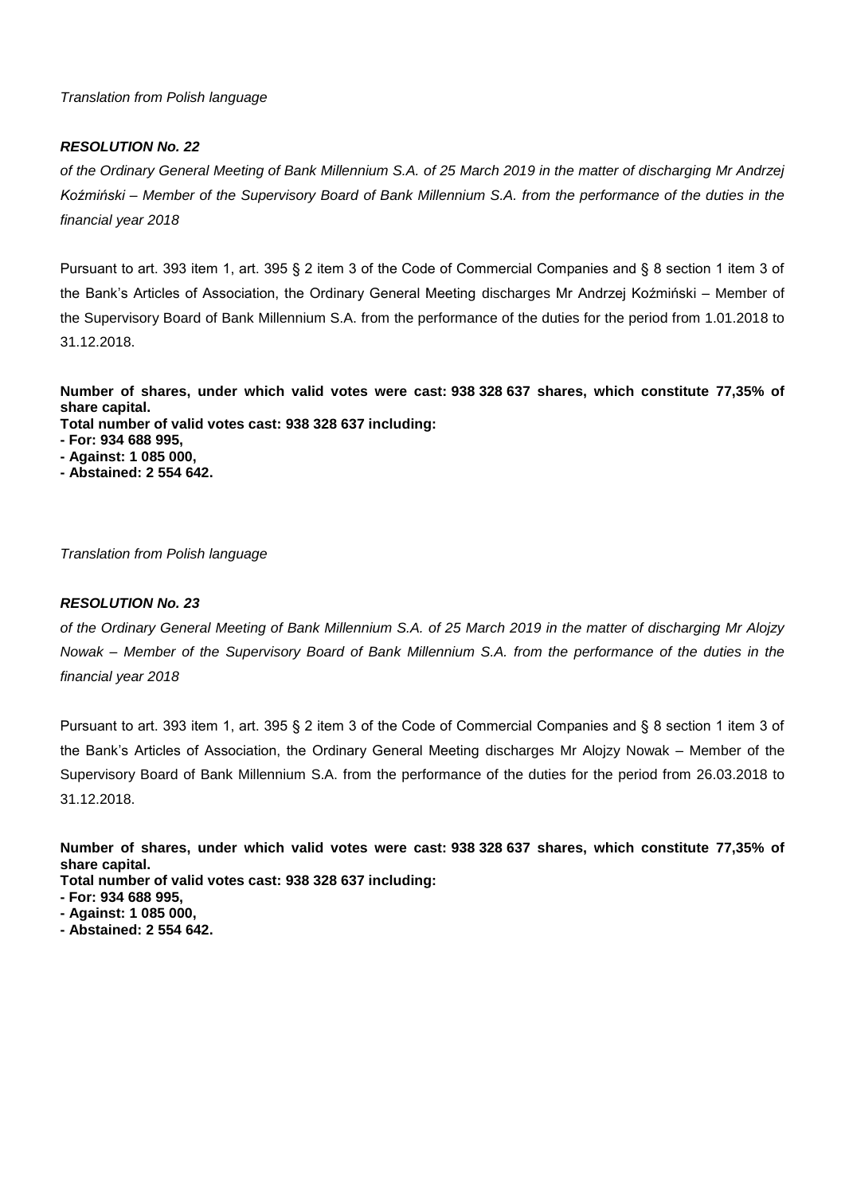*Translation from Polish language*

### ***RESOLUTION No. 22***

*of the Ordinary General Meeting of Bank Millennium S.A. of 25 March 2019 in the matter of discharging Mr Andrzej Koźmiński – Member of the Supervisory Board of Bank Millennium S.A. from the performance of the duties in the financial year 2018*

Pursuant to art. 393 item 1, art. 395 § 2 item 3 of the Code of Commercial Companies and § 8 section 1 item 3 of the Bank's Articles of Association, the Ordinary General Meeting discharges Mr Andrzej Koźmiński – Member of the Supervisory Board of Bank Millennium S.A. from the performance of the duties for the period from 1.01.2018 to 31.12.2018.

**Number of shares, under which valid votes were cast: 938 328 637 shares, which constitute 77,35% of share capital.**
**Total number of valid votes cast: 938 328 637 including:**
**- For: 934 688 995,**
**- Against: 1 085 000,**
**- Abstained: 2 554 642.**

*Translation from Polish language*

### ***RESOLUTION No. 23***

*of the Ordinary General Meeting of Bank Millennium S.A. of 25 March 2019 in the matter of discharging Mr Alojzy Nowak – Member of the Supervisory Board of Bank Millennium S.A. from the performance of the duties in the financial year 2018*

Pursuant to art. 393 item 1, art. 395 § 2 item 3 of the Code of Commercial Companies and § 8 section 1 item 3 of the Bank's Articles of Association, the Ordinary General Meeting discharges Mr Alojzy Nowak – Member of the Supervisory Board of Bank Millennium S.A. from the performance of the duties for the period from 26.03.2018 to 31.12.2018.

**Number of shares, under which valid votes were cast: 938 328 637 shares, which constitute 77,35% of share capital.**
**Total number of valid votes cast: 938 328 637 including:**
**- For: 934 688 995,**
**- Against: 1 085 000,**
**- Abstained: 2 554 642.**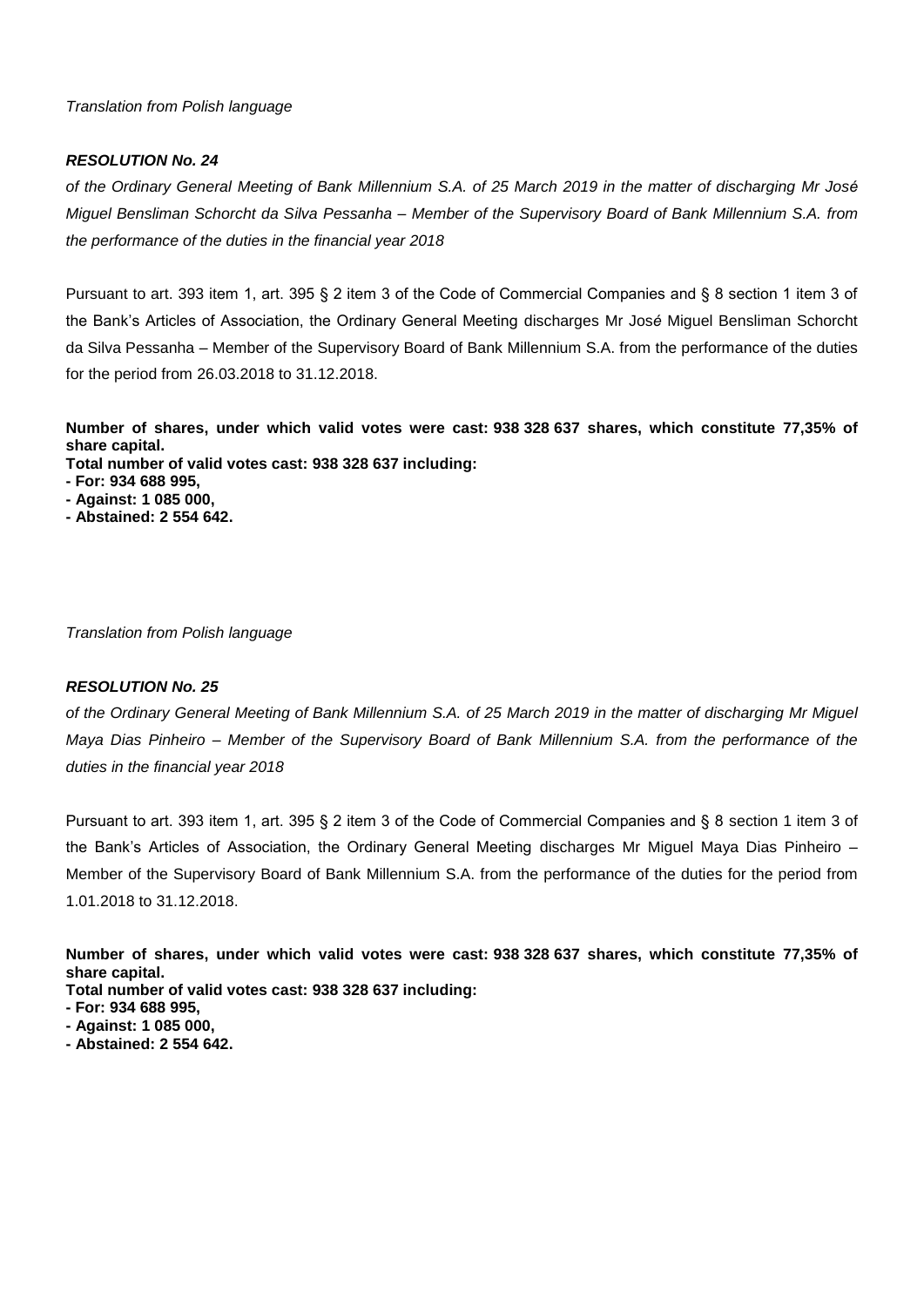*Translation from Polish language*

***RESOLUTION No. 24***

*of the Ordinary General Meeting of Bank Millennium S.A. of 25 March 2019 in the matter of discharging Mr José Miguel Bensliman Schorcht da Silva Pessanha – Member of the Supervisory Board of Bank Millennium S.A. from the performance of the duties in the financial year 2018*

Pursuant to art. 393 item 1, art. 395 § 2 item 3 of the Code of Commercial Companies and § 8 section 1 item 3 of the Bank's Articles of Association, the Ordinary General Meeting discharges Mr José Miguel Bensliman Schorcht da Silva Pessanha – Member of the Supervisory Board of Bank Millennium S.A. from the performance of the duties for the period from 26.03.2018 to 31.12.2018.

**Number of shares, under which valid votes were cast: 938 328 637 shares, which constitute 77,35% of share capital.**
**Total number of valid votes cast: 938 328 637 including:**
**- For: 934 688 995,**
**- Against: 1 085 000,**
**- Abstained: 2 554 642.**

*Translation from Polish language*

***RESOLUTION No. 25***

*of the Ordinary General Meeting of Bank Millennium S.A. of 25 March 2019 in the matter of discharging Mr Miguel Maya Dias Pinheiro – Member of the Supervisory Board of Bank Millennium S.A. from the performance of the duties in the financial year 2018*

Pursuant to art. 393 item 1, art. 395 § 2 item 3 of the Code of Commercial Companies and § 8 section 1 item 3 of the Bank's Articles of Association, the Ordinary General Meeting discharges Mr Miguel Maya Dias Pinheiro – Member of the Supervisory Board of Bank Millennium S.A. from the performance of the duties for the period from 1.01.2018 to 31.12.2018.

**Number of shares, under which valid votes were cast: 938 328 637 shares, which constitute 77,35% of share capital.**
**Total number of valid votes cast: 938 328 637 including:**
**- For: 934 688 995,**
**- Against: 1 085 000,**
**- Abstained: 2 554 642.**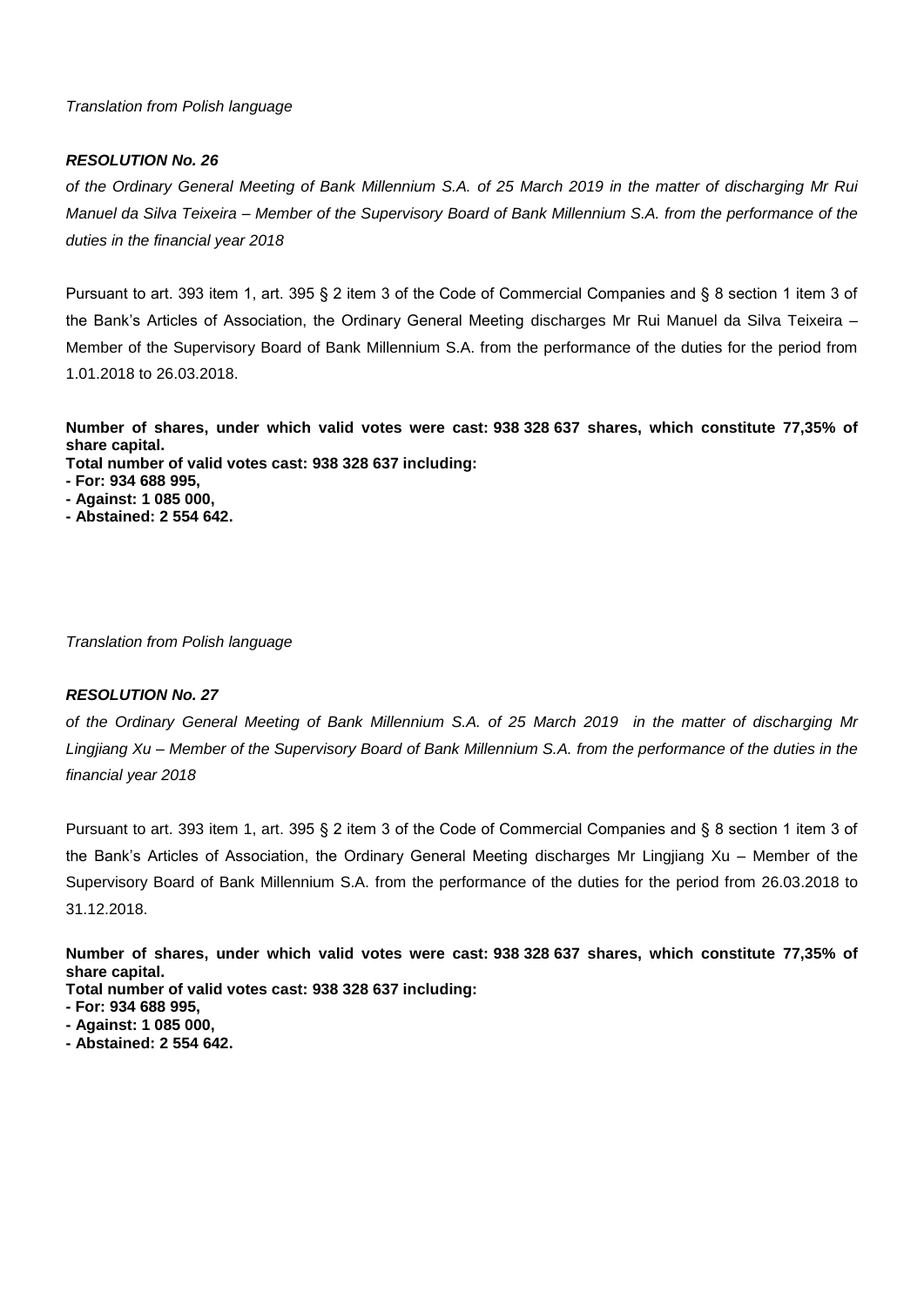*Translation from Polish language*

***RESOLUTION No. 26***

*of the Ordinary General Meeting of Bank Millennium S.A. of 25 March 2019 in the matter of discharging Mr Rui Manuel da Silva Teixeira – Member of the Supervisory Board of Bank Millennium S.A. from the performance of the duties in the financial year 2018*

Pursuant to art. 393 item 1, art. 395 § 2 item 3 of the Code of Commercial Companies and § 8 section 1 item 3 of the Bank's Articles of Association, the Ordinary General Meeting discharges Mr Rui Manuel da Silva Teixeira – Member of the Supervisory Board of Bank Millennium S.A. from the performance of the duties for the period from 1.01.2018 to 26.03.2018.

**Number of shares, under which valid votes were cast: 938 328 637 shares, which constitute 77,35% of share capital.**
**Total number of valid votes cast: 938 328 637 including:**
**- For: 934 688 995,**
**- Against: 1 085 000,**
**- Abstained: 2 554 642.**

*Translation from Polish language*

***RESOLUTION No. 27***

*of the Ordinary General Meeting of Bank Millennium S.A. of 25 March 2019 in the matter of discharging Mr Lingjiang Xu – Member of the Supervisory Board of Bank Millennium S.A. from the performance of the duties in the financial year 2018*

Pursuant to art. 393 item 1, art. 395 § 2 item 3 of the Code of Commercial Companies and § 8 section 1 item 3 of the Bank's Articles of Association, the Ordinary General Meeting discharges Mr Lingjiang Xu – Member of the Supervisory Board of Bank Millennium S.A. from the performance of the duties for the period from 26.03.2018 to 31.12.2018.

**Number of shares, under which valid votes were cast: 938 328 637 shares, which constitute 77,35% of share capital.**
**Total number of valid votes cast: 938 328 637 including:**
**- For: 934 688 995,**
**- Against: 1 085 000,**
**- Abstained: 2 554 642.**